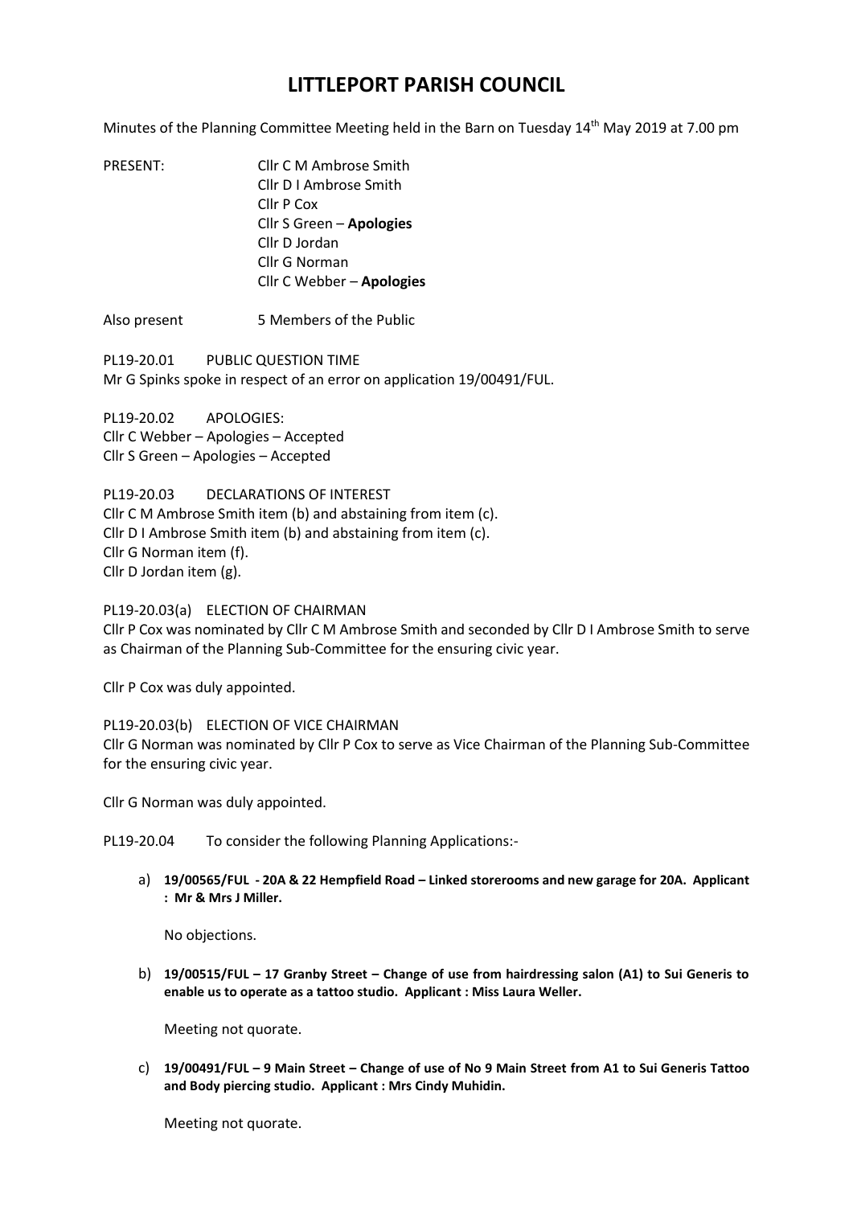# LITTLEPORT PARISH COUNCIL

Minutes of the Planning Committee Meeting held in the Barn on Tuesday 14th May 2019 at 7.00 pm

PRESENT:
- Cllr C M Ambrose Smith
- Cllr D I Ambrose Smith
- Cllr P Cox
- Cllr S Green – **Apologies**
- Cllr D Jordan
- Cllr G Norman
- Cllr C Webber – **Apologies**

Also present 5 Members of the Public

PL19-20.01 PUBLIC QUESTION TIME

Mr G Spinks spoke in respect of an error on application 19/00491/FUL.

PL19-20.02 APOLOGIES:

Cllr C Webber – Apologies – Accepted

Cllr S Green – Apologies – Accepted

PL19-20.03 DECLARATIONS OF INTEREST

Cllr C M Ambrose Smith item (b) and abstaining from item (c).

Cllr D I Ambrose Smith item (b) and abstaining from item (c).

Cllr G Norman item (f).

Cllr D Jordan item (g).

PL19-20.03(a) ELECTION OF CHAIRMAN

Cllr P Cox was nominated by Cllr C M Ambrose Smith and seconded by Cllr D I Ambrose Smith to serve as Chairman of the Planning Sub-Committee for the ensuring civic year.

Cllr P Cox was duly appointed.

PL19-20.03(b) ELECTION OF VICE CHAIRMAN

Cllr G Norman was nominated by Cllr P Cox to serve as Vice Chairman of the Planning Sub-Committee for the ensuring civic year.

Cllr G Norman was duly appointed.

PL19-20.04 To consider the following Planning Applications:-

a) **19/00565/FUL - 20A & 22 Hempfield Road – Linked storerooms and new garage for 20A. Applicant : Mr & Mrs J Miller.**

   No objections.

b) **19/00515/FUL – 17 Granby Street – Change of use from hairdressing salon (A1) to Sui Generis to enable us to operate as a tattoo studio. Applicant : Miss Laura Weller.**

   Meeting not quorate.

c) **19/00491/FUL – 9 Main Street – Change of use of No 9 Main Street from A1 to Sui Generis Tattoo and Body piercing studio. Applicant : Mrs Cindy Muhidin.**

   Meeting not quorate.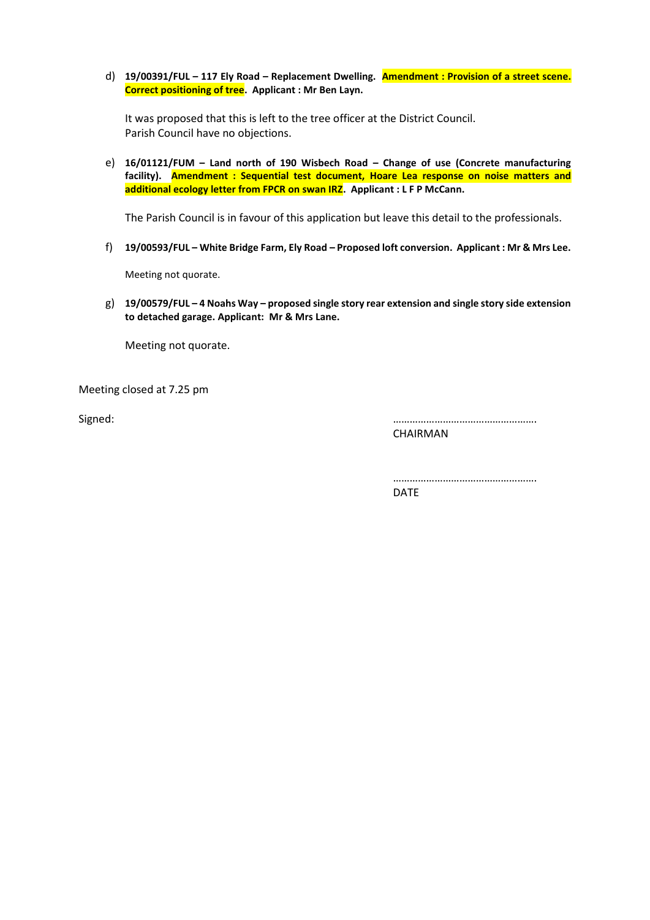d) **19/00391/FUL – 117 Ely Road – Replacement Dwelling. Amendment : Provision of a street scene. Correct positioning of tree. Applicant : Mr Ben Layn.**

It was proposed that this is left to the tree officer at the District Council.
Parish Council have no objections.

e) **16/01121/FUM – Land north of 190 Wisbech Road – Change of use (Concrete manufacturing facility). Amendment : Sequential test document, Hoare Lea response on noise matters and additional ecology letter from FPCR on swan IRZ. Applicant : L F P McCann.**

The Parish Council is in favour of this application but leave this detail to the professionals.

f) **19/00593/FUL – White Bridge Farm, Ely Road – Proposed loft conversion. Applicant : Mr & Mrs Lee.**

Meeting not quorate.

g) **19/00579/FUL – 4 Noahs Way – proposed single story rear extension and single story side extension to detached garage. Applicant: Mr & Mrs Lane.**

Meeting not quorate.

Meeting closed at 7.25 pm

Signed: ……………………………………………
CHAIRMAN

……………………………………………
DATE